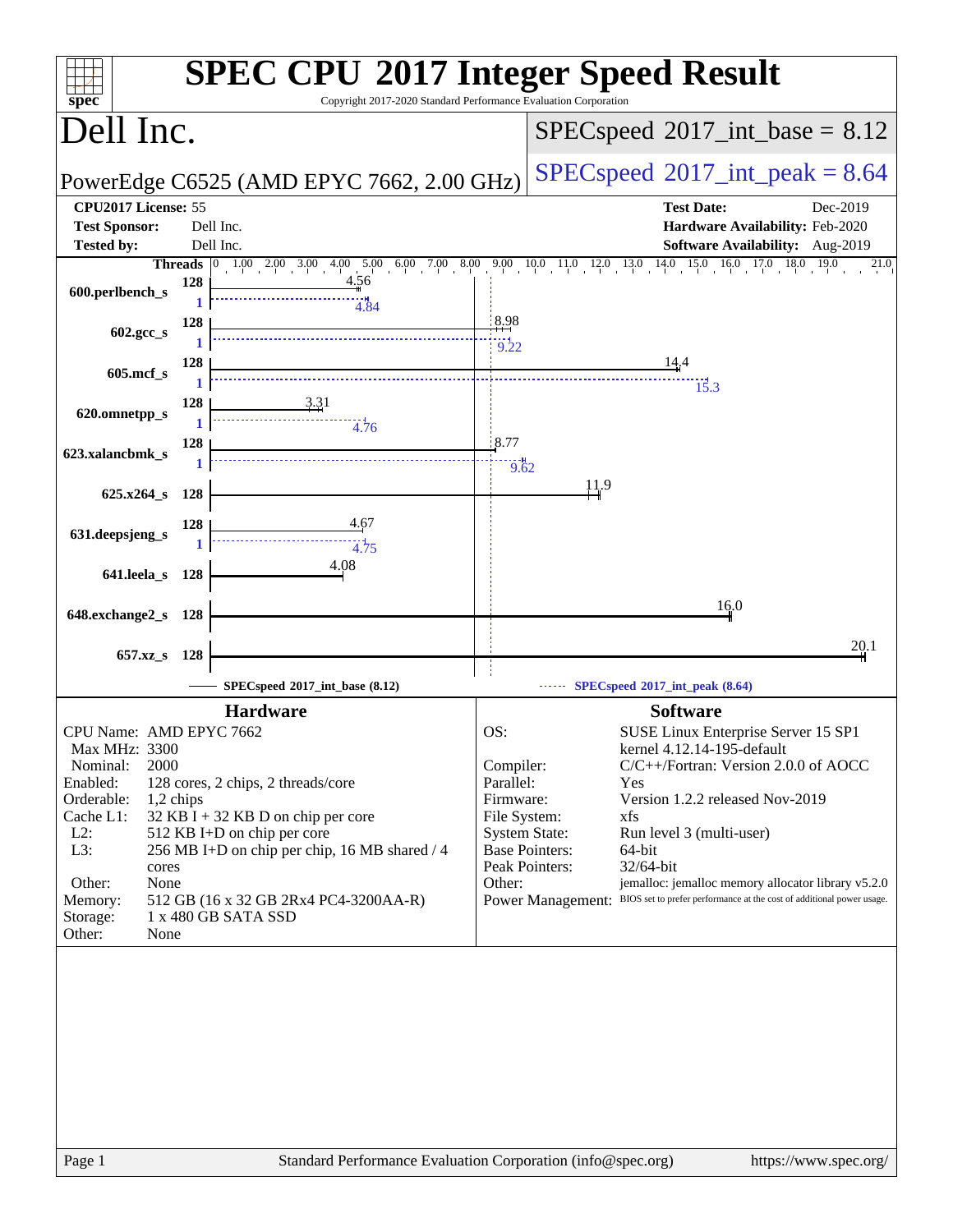# SPEC CPU 2017 Integer Speed Result

Copyright 2017-2020 Standard Performance Evaluation Corporation

## Dell Inc.

PowerEdge C6525 (AMD EPYC 7662, 2.00 GHz)

SPECspeed 2017_int_base = 8.12

SPECspeed 2017_int_peak = 8.64

| | | | |
|---|---|---|---|
| **CPU2017 License:** | 55 | **Test Date:** | Dec-2019 |
| **Test Sponsor:** | Dell Inc. | **Hardware Availability:** | Feb-2020 |
| **Tested by:** | Dell Inc. | **Software Availability:** | Aug-2019 |

Threads 0 1.00 2.00 3.00 4.00 5.00 6.00 7.00 8.00 9.00 10.0 11.0 12.0 13.0 14.0 15.0 16.0 17.0 18.0 19.0 21.0

600.perlbench_s 128 4.56
1 4.84

602.gcc_s 128 8.98
1 9.22

605.mcf_s 128 14.4
1 15.3

620.omnetpp_s 128 3.31
1 4.76

623.xalancbmk_s 128 8.77
1 9.62

625.x264_s 128 11.9

631.deepsjeng_s 128 4.67
1 4.75

641.leela_s 128 4.08

648.exchange2_s 128 16.0

657.xz_s 128 20.1

SPECspeed 2017_int_base (8.12)

SPECspeed 2017_int_peak (8.64)

### Hardware

| | |
|---|---|
| CPU Name: | AMD EPYC 7662 |
| Max MHz: | 3300 |
| Nominal: | 2000 |
| Enabled: | 128 cores, 2 chips, 2 threads/core |
| Orderable: | 1,2 chips |
| Cache L1: | 32 KB I + 32 KB D on chip per core |
| L2: | 512 KB I+D on chip per core |
| L3: | 256 MB I+D on chip per chip, 16 MB shared / 4 cores |
| Other: | None |
| Memory: | 512 GB (16 x 32 GB 2Rx4 PC4-3200AA-R) |
| Storage: | 1 x 480 GB SATA SSD |
| Other: | None |

### Software

| | |
|---|---|
| OS: | SUSE Linux Enterprise Server 15 SP1 kernel 4.12.14-195-default |
| Compiler: | C/C++/Fortran: Version 2.0.0 of AOCC |
| Parallel: | Yes |
| Firmware: | Version 1.2.2 released Nov-2019 |
| File System: | xfs |
| System State: | Run level 3 (multi-user) |
| Base Pointers: | 64-bit |
| Peak Pointers: | 32/64-bit |
| Other: | jemalloc: jemalloc memory allocator library v5.2.0 |
| Power Management: | BIOS set to prefer performance at the cost of additional power usage. |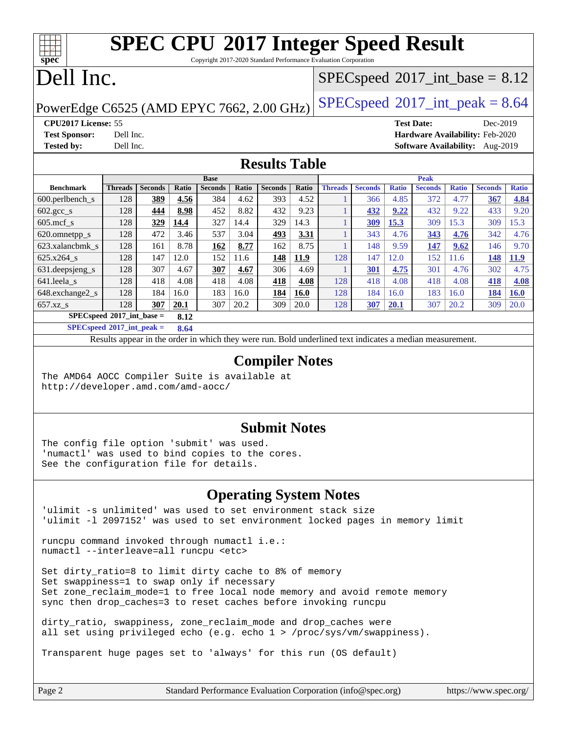# SPEC CPU 2017 Integer Speed Result

Copyright 2017-2020 Standard Performance Evaluation Corporation

# Dell Inc.

PowerEdge C6525 (AMD EPYC 7662, 2.00 GHz)

SPECspeed 2017_int_base = 8.12

SPECspeed 2017_int_peak = 8.64

**CPU2017 License:** 55
**Test Sponsor:** Dell Inc.
**Tested by:** Dell Inc.

**Test Date:** Dec-2019
**Hardware Availability:** Feb-2020
**Software Availability:** Aug-2019

## Results Table

| Benchmark | Base | | | | | | | Peak | | | | | | |
|---|---|---|---|---|---|---|---|---|---|---|---|---|---|---|
| | Threads | Seconds | Ratio | Seconds | Ratio | Seconds | Ratio | Threads | Seconds | Ratio | Seconds | Ratio | Seconds | Ratio |
| 600.perlbench_s | 128 | **389** | **4.56** | 384 | 4.62 | 393 | 4.52 | 1 | 366 | 4.85 | 372 | 4.77 | **367** | **4.84** |
| 602.gcc_s | 128 | **444** | **8.98** | 452 | 8.82 | 432 | 9.23 | 1 | **432** | **9.22** | 432 | 9.22 | 433 | 9.20 |
| 605.mcf_s | 128 | **329** | **14.4** | 327 | 14.4 | 329 | 14.3 | 1 | **309** | **15.3** | 309 | 15.3 | 309 | 15.3 |
| 620.omnetpp_s | 128 | 472 | 3.46 | 537 | 3.04 | **493** | **3.31** | 1 | 343 | 4.76 | **343** | **4.76** | 342 | 4.76 |
| 623.xalancbmk_s | 128 | 161 | 8.78 | **162** | **8.77** | 162 | 8.75 | 1 | 148 | 9.59 | **147** | **9.62** | 146 | 9.70 |
| 625.x264_s | 128 | 147 | 12.0 | 152 | 11.6 | **148** | **11.9** | 128 | 147 | 12.0 | 152 | 11.6 | **148** | **11.9** |
| 631.deepsjeng_s | 128 | 307 | 4.67 | **307** | **4.67** | 306 | 4.69 | 1 | **301** | **4.75** | 301 | 4.76 | 302 | 4.75 |
| 641.leela_s | 128 | 418 | 4.08 | 418 | 4.08 | **418** | **4.08** | 128 | 418 | 4.08 | 418 | 4.08 | **418** | **4.08** |
| 648.exchange2_s | 128 | 184 | 16.0 | 183 | 16.0 | **184** | **16.0** | 128 | 184 | 16.0 | 183 | 16.0 | **184** | **16.0** |
| 657.xz_s | 128 | **307** | **20.1** | 307 | 20.2 | 309 | 20.0 | 128 | **307** | **20.1** | 307 | 20.2 | 309 | 20.0 |

**SPECspeed 2017_int_base = 8.12**

**SPECspeed 2017_int_peak = 8.64**

Results appear in the order in which they were run. Bold underlined text indicates a median measurement.

## Compiler Notes

```
The AMD64 AOCC Compiler Suite is available at
http://developer.amd.com/amd-aocc/
```

## Submit Notes

```
The config file option 'submit' was used.
'numactl' was used to bind copies to the cores.
See the configuration file for details.
```

## Operating System Notes

```
'ulimit -s unlimited' was used to set environment stack size
'ulimit -l 2097152' was used to set environment locked pages in memory limit

runcpu command invoked through numactl i.e.:
numactl --interleave=all runcpu <etc>

Set dirty_ratio=8 to limit dirty cache to 8% of memory
Set swappiness=1 to swap only if necessary
Set zone_reclaim_mode=1 to free local node memory and avoid remote memory
sync then drop_caches=3 to reset caches before invoking runcpu

dirty_ratio, swappiness, zone_reclaim_mode and drop_caches were
all set using privileged echo (e.g. echo 1 > /proc/sys/vm/swappiness).

Transparent huge pages set to 'always' for this run (OS default)
```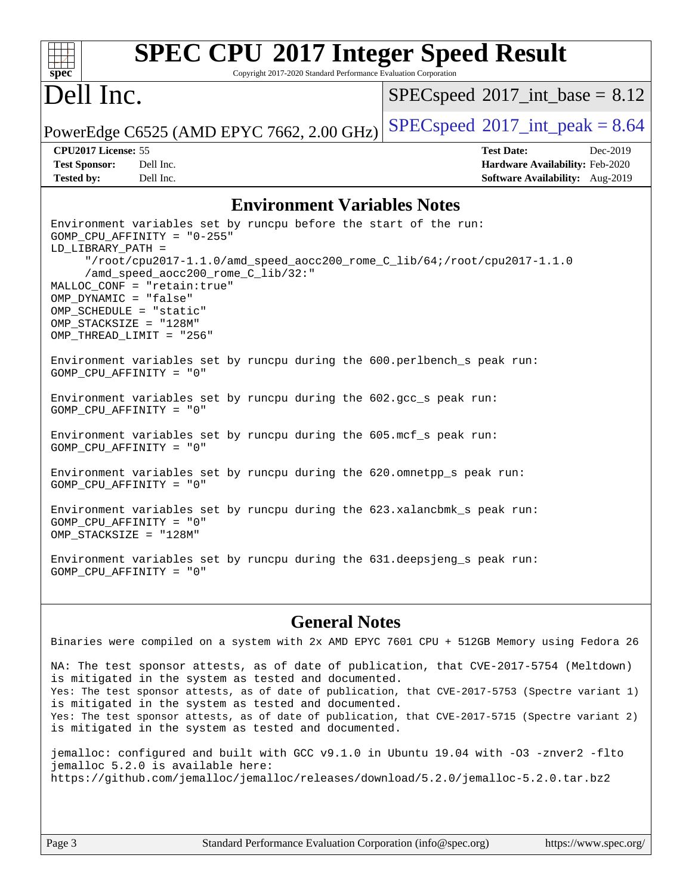# SPEC CPU 2017 Integer Speed Result

Copyright 2017-2020 Standard Performance Evaluation Corporation

# Dell Inc.

PowerEdge C6525 (AMD EPYC 7662, 2.00 GHz)

SPECspeed 2017_int_base = 8.12

SPECspeed 2017_int_peak = 8.64

**CPU2017 License:** 55
**Test Sponsor:** Dell Inc.
**Tested by:** Dell Inc.

**Test Date:** Dec-2019
**Hardware Availability:** Feb-2020
**Software Availability:** Aug-2019

## Environment Variables Notes

```
Environment variables set by runcpu before the start of the run:
GOMP_CPU_AFFINITY = "0-255"
LD_LIBRARY_PATH =
     "/root/cpu2017-1.1.0/amd_speed_aocc200_rome_C_lib/64;/root/cpu2017-1.1.0
     /amd_speed_aocc200_rome_C_lib/32:"
MALLOC_CONF = "retain:true"
OMP_DYNAMIC = "false"
OMP_SCHEDULE = "static"
OMP_STACKSIZE = "128M"
OMP_THREAD_LIMIT = "256"

Environment variables set by runcpu during the 600.perlbench_s peak run:
GOMP_CPU_AFFINITY = "0"

Environment variables set by runcpu during the 602.gcc_s peak run:
GOMP_CPU_AFFINITY = "0"

Environment variables set by runcpu during the 605.mcf_s peak run:
GOMP_CPU_AFFINITY = "0"

Environment variables set by runcpu during the 620.omnetpp_s peak run:
GOMP_CPU_AFFINITY = "0"

Environment variables set by runcpu during the 623.xalancbmk_s peak run:
GOMP_CPU_AFFINITY = "0"
OMP_STACKSIZE = "128M"

Environment variables set by runcpu during the 631.deepsjeng_s peak run:
GOMP_CPU_AFFINITY = "0"
```

## General Notes

```
Binaries were compiled on a system with 2x AMD EPYC 7601 CPU + 512GB Memory using Fedora 26

NA: The test sponsor attests, as of date of publication, that CVE-2017-5754 (Meltdown)
is mitigated in the system as tested and documented.
Yes: The test sponsor attests, as of date of publication, that CVE-2017-5753 (Spectre variant 1)
is mitigated in the system as tested and documented.
Yes: The test sponsor attests, as of date of publication, that CVE-2017-5715 (Spectre variant 2)
is mitigated in the system as tested and documented.

jemalloc: configured and built with GCC v9.1.0 in Ubuntu 19.04 with -O3 -znver2 -flto
jemalloc 5.2.0 is available here:
https://github.com/jemalloc/jemalloc/releases/download/5.2.0/jemalloc-5.2.0.tar.bz2
```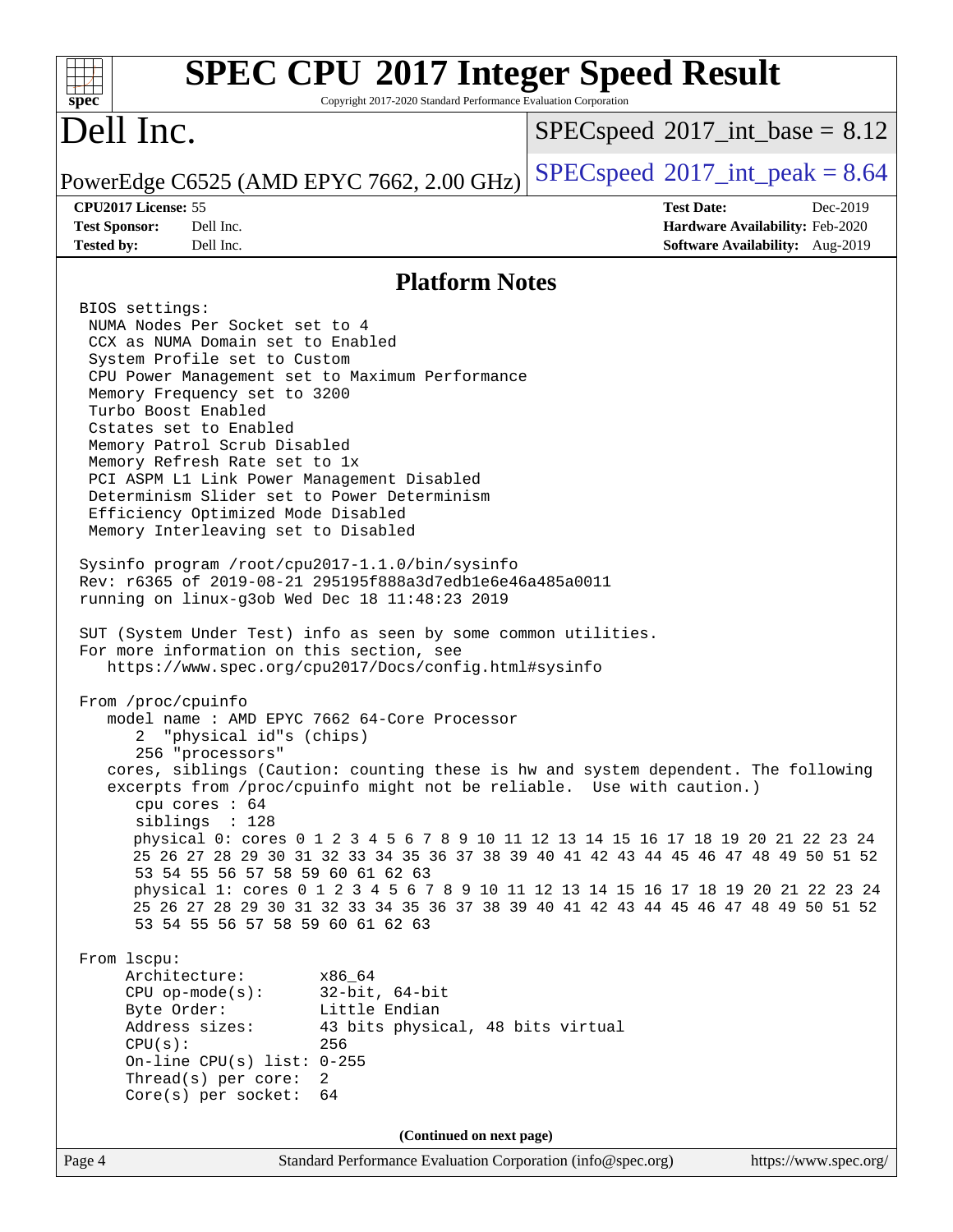# SPEC CPU 2017 Integer Speed Result

Copyright 2017-2020 Standard Performance Evaluation Corporation

# Dell Inc.

PowerEdge C6525 (AMD EPYC 7662, 2.00 GHz)

SPECspeed 2017_int_base = 8.12

SPECspeed 2017_int_peak = 8.64

**CPU2017 License:** 55
**Test Sponsor:** Dell Inc.
**Tested by:** Dell Inc.

**Test Date:** Dec-2019
**Hardware Availability:** Feb-2020
**Software Availability:** Aug-2019

## Platform Notes

```
BIOS settings:
 NUMA Nodes Per Socket set to 4
 CCX as NUMA Domain set to Enabled
 System Profile set to Custom
 CPU Power Management set to Maximum Performance
 Memory Frequency set to 3200
 Turbo Boost Enabled
 Cstates set to Enabled
 Memory Patrol Scrub Disabled
 Memory Refresh Rate set to 1x
 PCI ASPM L1 Link Power Management Disabled
 Determinism Slider set to Power Determinism
 Efficiency Optimized Mode Disabled
 Memory Interleaving set to Disabled

Sysinfo program /root/cpu2017-1.1.0/bin/sysinfo
Rev: r6365 of 2019-08-21 295195f888a3d7edb1e6e46a485a0011
running on linux-g3ob Wed Dec 18 11:48:23 2019

SUT (System Under Test) info as seen by some common utilities.
For more information on this section, see
   https://www.spec.org/cpu2017/Docs/config.html#sysinfo

From /proc/cpuinfo
   model name : AMD EPYC 7662 64-Core Processor
      2  "physical id"s (chips)
      256 "processors"
   cores, siblings (Caution: counting these is hw and system dependent. The following
   excerpts from /proc/cpuinfo might not be reliable.  Use with caution.)
      cpu cores : 64
      siblings  : 128
      physical 0: cores 0 1 2 3 4 5 6 7 8 9 10 11 12 13 14 15 16 17 18 19 20 21 22 23 24
      25 26 27 28 29 30 31 32 33 34 35 36 37 38 39 40 41 42 43 44 45 46 47 48 49 50 51 52
      53 54 55 56 57 58 59 60 61 62 63
      physical 1: cores 0 1 2 3 4 5 6 7 8 9 10 11 12 13 14 15 16 17 18 19 20 21 22 23 24
      25 26 27 28 29 30 31 32 33 34 35 36 37 38 39 40 41 42 43 44 45 46 47 48 49 50 51 52
      53 54 55 56 57 58 59 60 61 62 63

From lscpu:
     Architecture:          x86_64
     CPU op-mode(s):        32-bit, 64-bit
     Byte Order:            Little Endian
     Address sizes:         43 bits physical, 48 bits virtual
     CPU(s):                256
     On-line CPU(s) list: 0-255
     Thread(s) per core:  2
     Core(s) per socket:  64
```

**(Continued on next page)**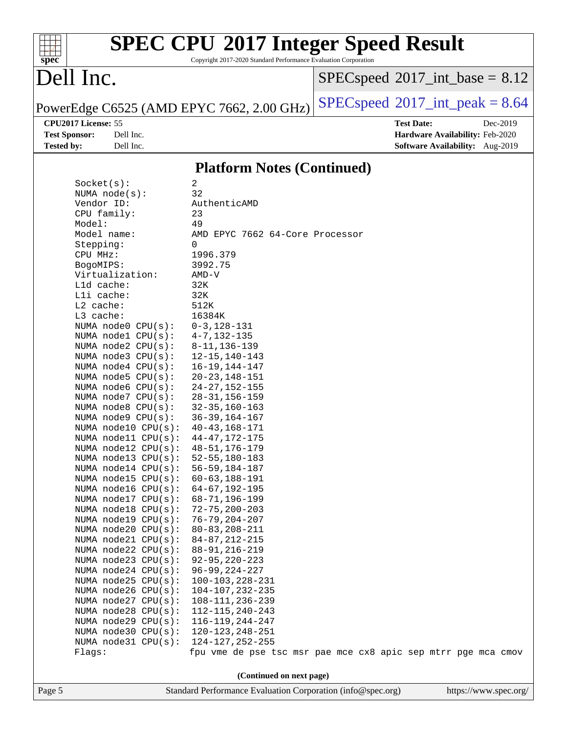## Platform Notes (Continued)

```
Socket(s):             2
NUMA node(s):          32
Vendor ID:             AuthenticAMD
CPU family:            23
Model:                 49
Model name:            AMD EPYC 7662 64-Core Processor
Stepping:              0
CPU MHz:               1996.379
BogoMIPS:              3992.75
Virtualization:        AMD-V
L1d cache:             32K
L1i cache:             32K
L2 cache:              512K
L3 cache:              16384K
NUMA node0 CPU(s):     0-3,128-131
NUMA node1 CPU(s):     4-7,132-135
NUMA node2 CPU(s):     8-11,136-139
NUMA node3 CPU(s):     12-15,140-143
NUMA node4 CPU(s):     16-19,144-147
NUMA node5 CPU(s):     20-23,148-151
NUMA node6 CPU(s):     24-27,152-155
NUMA node7 CPU(s):     28-31,156-159
NUMA node8 CPU(s):     32-35,160-163
NUMA node9 CPU(s):     36-39,164-167
NUMA node10 CPU(s):    40-43,168-171
NUMA node11 CPU(s):    44-47,172-175
NUMA node12 CPU(s):    48-51,176-179
NUMA node13 CPU(s):    52-55,180-183
NUMA node14 CPU(s):    56-59,184-187
NUMA node15 CPU(s):    60-63,188-191
NUMA node16 CPU(s):    64-67,192-195
NUMA node17 CPU(s):    68-71,196-199
NUMA node18 CPU(s):    72-75,200-203
NUMA node19 CPU(s):    76-79,204-207
NUMA node20 CPU(s):    80-83,208-211
NUMA node21 CPU(s):    84-87,212-215
NUMA node22 CPU(s):    88-91,216-219
NUMA node23 CPU(s):    92-95,220-223
NUMA node24 CPU(s):    96-99,224-227
NUMA node25 CPU(s):    100-103,228-231
NUMA node26 CPU(s):    104-107,232-235
NUMA node27 CPU(s):    108-111,236-239
NUMA node28 CPU(s):    112-115,240-243
NUMA node29 CPU(s):    116-119,244-247
NUMA node30 CPU(s):    120-123,248-251
NUMA node31 CPU(s):    124-127,252-255
Flags:                 fpu vme de pse tsc msr pae mce cx8 apic sep mtrr pge mca cmov
```

(Continued on next page)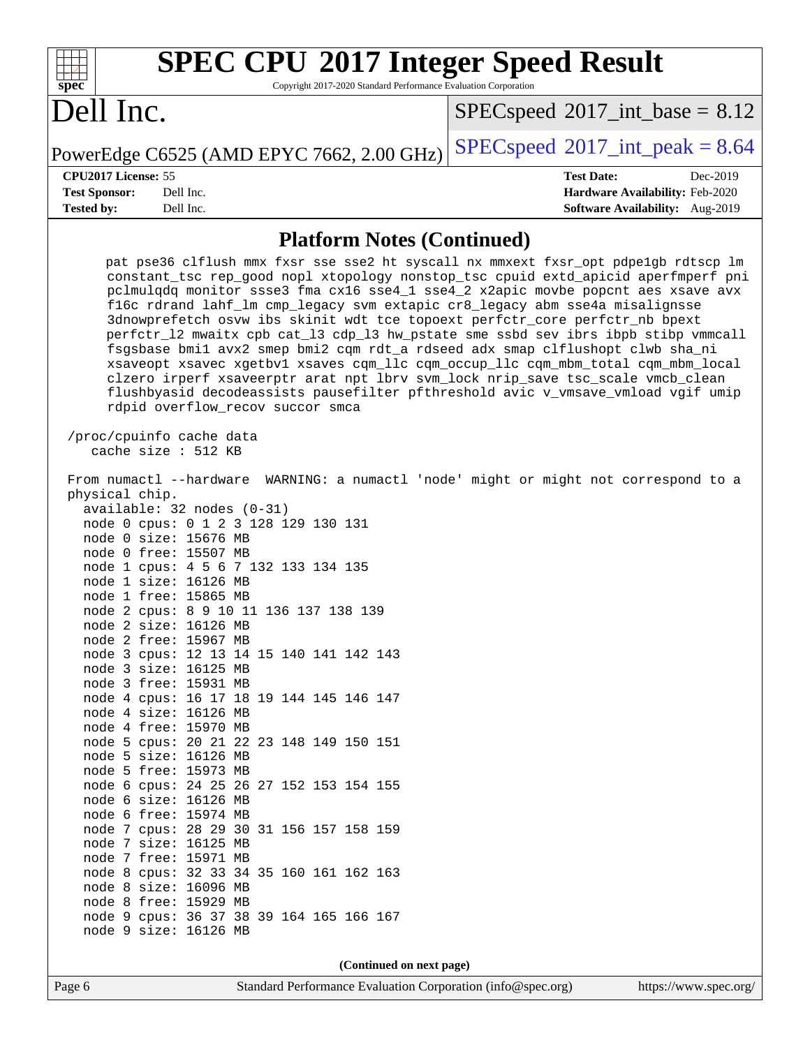# SPEC CPU 2017 Integer Speed Result

Copyright 2017-2020 Standard Performance Evaluation Corporation

# Dell Inc.

PowerEdge C6525 (AMD EPYC 7662, 2.00 GHz)

SPECspeed 2017_int_base = 8.12

SPECspeed 2017_int_peak = 8.64

**CPU2017 License:** 55
**Test Sponsor:** Dell Inc.
**Tested by:** Dell Inc.

**Test Date:** Dec-2019
**Hardware Availability:** Feb-2020
**Software Availability:** Aug-2019

## Platform Notes (Continued)

```
      pat pse36 clflush mmx fxsr sse sse2 ht syscall nx mmxext fxsr_opt pdpe1gb rdtscp lm
      constant_tsc rep_good nopl xtopology nonstop_tsc cpuid extd_apicid aperfmperf pni
      pclmulqdq monitor ssse3 fma cx16 sse4_1 sse4_2 x2apic movbe popcnt aes xsave avx
      f16c rdrand lahf_lm cmp_legacy svm extapic cr8_legacy abm sse4a misalignsse
      3dnowprefetch osvw ibs skinit wdt tce topoext perfctr_core perfctr_nb bpext
      perfctr_l2 mwaitx cpb cat_l3 cdp_l3 hw_pstate sme ssbd sev ibrs ibpb stibp vmmcall
      fsgsbase bmi1 avx2 smep bmi2 cqm rdt_a rdseed adx smap clflushopt clwb sha_ni
      xsaveopt xsavec xgetbv1 xsaves cqm_llc cqm_occup_llc cqm_mbm_total cqm_mbm_local
      clzero irperf xsaveerptr arat npt lbrv svm_lock nrip_save tsc_scale vmcb_clean
      flushbyasid decodeassists pausefilter pfthreshold avic v_vmsave_vmload vgif umip
      rdpid overflow_recov succor smca

 /proc/cpuinfo cache data
    cache size : 512 KB

 From numactl --hardware  WARNING: a numactl 'node' might or might not correspond to a
 physical chip.
   available: 32 nodes (0-31)
   node 0 cpus: 0 1 2 3 128 129 130 131
   node 0 size: 15676 MB
   node 0 free: 15507 MB
   node 1 cpus: 4 5 6 7 132 133 134 135
   node 1 size: 16126 MB
   node 1 free: 15865 MB
   node 2 cpus: 8 9 10 11 136 137 138 139
   node 2 size: 16126 MB
   node 2 free: 15967 MB
   node 3 cpus: 12 13 14 15 140 141 142 143
   node 3 size: 16125 MB
   node 3 free: 15931 MB
   node 4 cpus: 16 17 18 19 144 145 146 147
   node 4 size: 16126 MB
   node 4 free: 15970 MB
   node 5 cpus: 20 21 22 23 148 149 150 151
   node 5 size: 16126 MB
   node 5 free: 15973 MB
   node 6 cpus: 24 25 26 27 152 153 154 155
   node 6 size: 16126 MB
   node 6 free: 15974 MB
   node 7 cpus: 28 29 30 31 156 157 158 159
   node 7 size: 16125 MB
   node 7 free: 15971 MB
   node 8 cpus: 32 33 34 35 160 161 162 163
   node 8 size: 16096 MB
   node 8 free: 15929 MB
   node 9 cpus: 36 37 38 39 164 165 166 167
   node 9 size: 16126 MB
```

**(Continued on next page)**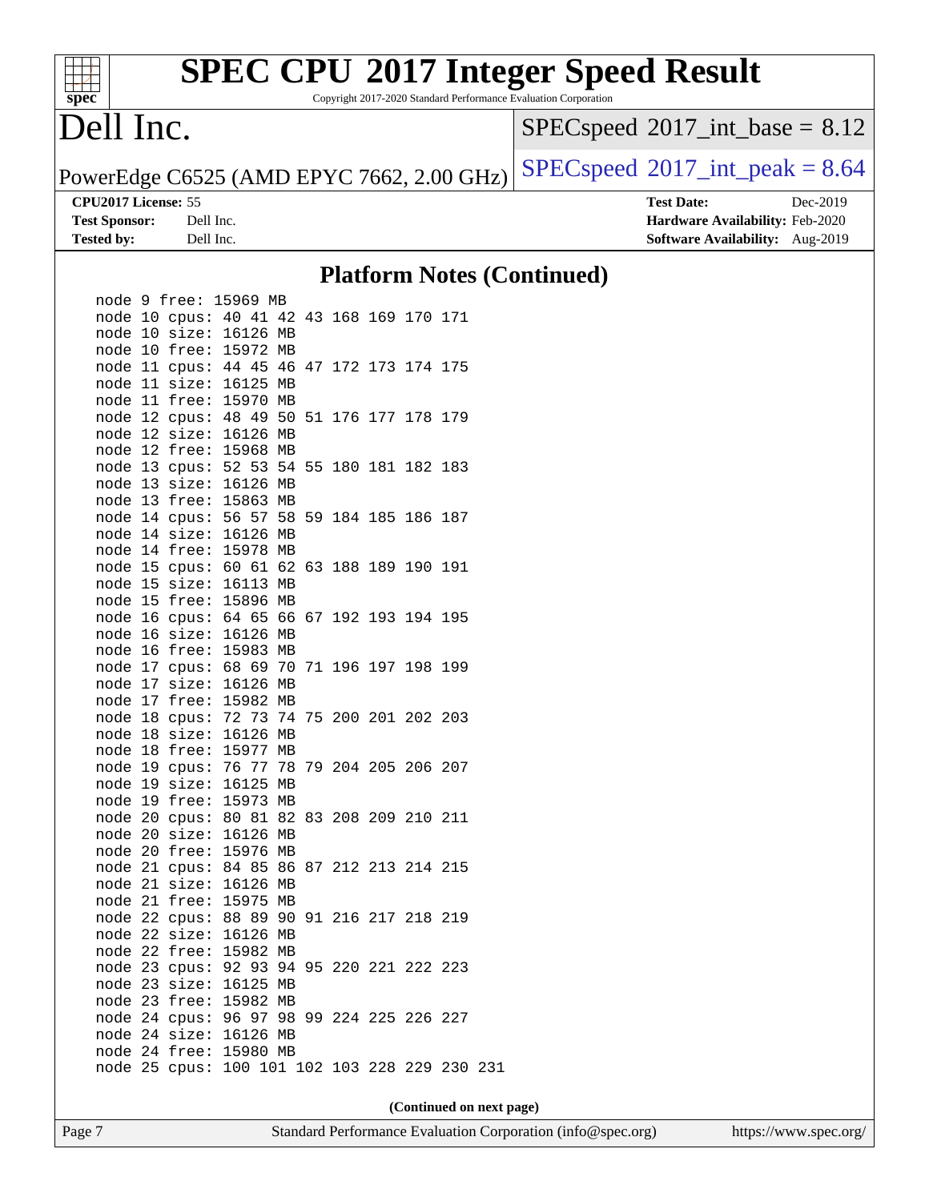## Platform Notes (Continued)

```
node 9 free: 15969 MB
node 10 cpus: 40 41 42 43 168 169 170 171
node 10 size: 16126 MB
node 10 free: 15972 MB
node 11 cpus: 44 45 46 47 172 173 174 175
node 11 size: 16125 MB
node 11 free: 15970 MB
node 12 cpus: 48 49 50 51 176 177 178 179
node 12 size: 16126 MB
node 12 free: 15968 MB
node 13 cpus: 52 53 54 55 180 181 182 183
node 13 size: 16126 MB
node 13 free: 15863 MB
node 14 cpus: 56 57 58 59 184 185 186 187
node 14 size: 16126 MB
node 14 free: 15978 MB
node 15 cpus: 60 61 62 63 188 189 190 191
node 15 size: 16113 MB
node 15 free: 15896 MB
node 16 cpus: 64 65 66 67 192 193 194 195
node 16 size: 16126 MB
node 16 free: 15983 MB
node 17 cpus: 68 69 70 71 196 197 198 199
node 17 size: 16126 MB
node 17 free: 15982 MB
node 18 cpus: 72 73 74 75 200 201 202 203
node 18 size: 16126 MB
node 18 free: 15977 MB
node 19 cpus: 76 77 78 79 204 205 206 207
node 19 size: 16125 MB
node 19 free: 15973 MB
node 20 cpus: 80 81 82 83 208 209 210 211
node 20 size: 16126 MB
node 20 free: 15976 MB
node 21 cpus: 84 85 86 87 212 213 214 215
node 21 size: 16126 MB
node 21 free: 15975 MB
node 22 cpus: 88 89 90 91 216 217 218 219
node 22 size: 16126 MB
node 22 free: 15982 MB
node 23 cpus: 92 93 94 95 220 221 222 223
node 23 size: 16125 MB
node 23 free: 15982 MB
node 24 cpus: 96 97 98 99 224 225 226 227
node 24 size: 16126 MB
node 24 free: 15980 MB
node 25 cpus: 100 101 102 103 228 229 230 231
```

**(Continued on next page)**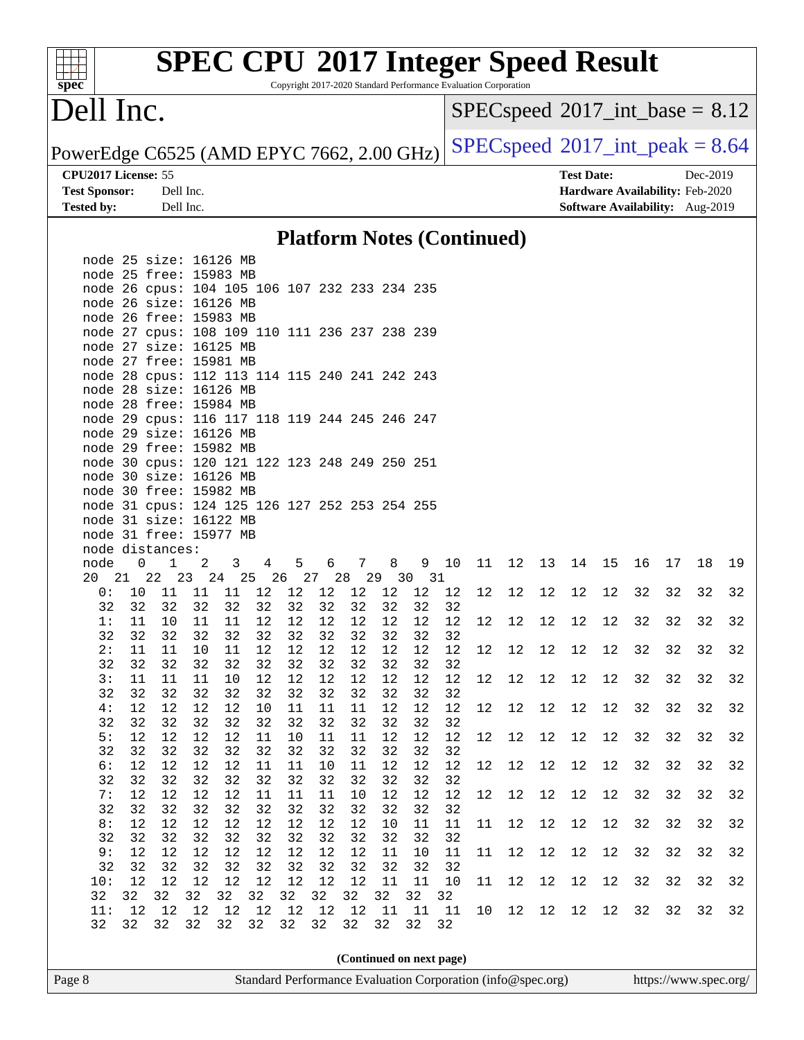# SPEC CPU 2017 Integer Speed Result

Copyright 2017-2020 Standard Performance Evaluation Corporation

# Dell Inc.

PowerEdge C6525 (AMD EPYC 7662, 2.00 GHz)

SPECspeed 2017_int_base = 8.12

SPECspeed 2017_int_peak = 8.64

**CPU2017 License:** 55
**Test Sponsor:** Dell Inc.
**Tested by:** Dell Inc.

**Test Date:** Dec-2019
**Hardware Availability:** Feb-2020
**Software Availability:** Aug-2019

## Platform Notes (Continued)

```
node 25 size: 16126 MB
node 25 free: 15983 MB
node 26 cpus: 104 105 106 107 232 233 234 235
node 26 size: 16126 MB
node 26 free: 15983 MB
node 27 cpus: 108 109 110 111 236 237 238 239
node 27 size: 16125 MB
node 27 free: 15981 MB
node 28 cpus: 112 113 114 115 240 241 242 243
node 28 size: 16126 MB
node 28 free: 15984 MB
node 29 cpus: 116 117 118 119 244 245 246 247
node 29 size: 16126 MB
node 29 free: 15982 MB
node 30 cpus: 120 121 122 123 248 249 250 251
node 30 size: 16126 MB
node 30 free: 15982 MB
node 31 cpus: 124 125 126 127 252 253 254 255
node 31 size: 16122 MB
node 31 free: 15977 MB
node distances:
node   0   1   2   3   4   5   6   7   8   9  10  11  12  13  14  15  16  17  18  19
20  21  22  23  24  25  26  27  28  29  30  31
  0:  10  11  11  11  12  12  12  12  12  12  12  12  12  12  12  12  32  32  32  32
  32  32  32  32  32  32  32  32  32  32  32  32
  1:  11  10  11  11  12  12  12  12  12  12  12  12  12  12  12  12  32  32  32  32
  32  32  32  32  32  32  32  32  32  32  32  32
  2:  11  11  10  11  12  12  12  12  12  12  12  12  12  12  12  12  32  32  32  32
  32  32  32  32  32  32  32  32  32  32  32  32
  3:  11  11  11  10  12  12  12  12  12  12  12  12  12  12  12  12  32  32  32  32
  32  32  32  32  32  32  32  32  32  32  32  32
  4:  12  12  12  12  10  11  11  11  12  12  12  12  12  12  12  12  32  32  32  32
  32  32  32  32  32  32  32  32  32  32  32  32
  5:  12  12  12  12  11  10  11  11  12  12  12  12  12  12  12  12  32  32  32  32
  32  32  32  32  32  32  32  32  32  32  32  32
  6:  12  12  12  12  11  11  10  11  12  12  12  12  12  12  12  12  32  32  32  32
  32  32  32  32  32  32  32  32  32  32  32  32
  7:  12  12  12  12  11  11  11  10  12  12  12  12  12  12  12  12  32  32  32  32
  32  32  32  32  32  32  32  32  32  32  32  32
  8:  12  12  12  12  12  12  12  12  10  11  11  11  12  12  12  12  32  32  32  32
  32  32  32  32  32  32  32  32  32  32  32  32
  9:  12  12  12  12  12  12  12  12  11  10  11  11  12  12  12  12  32  32  32  32
  32  32  32  32  32  32  32  32  32  32  32  32
 10:  12  12  12  12  12  12  12  12  11  11  10  11  12  12  12  12  32  32  32  32
  32  32  32  32  32  32  32  32  32  32  32  32
 11:  12  12  12  12  12  12  12  12  11  11  11  10  12  12  12  12  32  32  32  32
  32  32  32  32  32  32  32  32  32  32  32  32
```

(Continued on next page)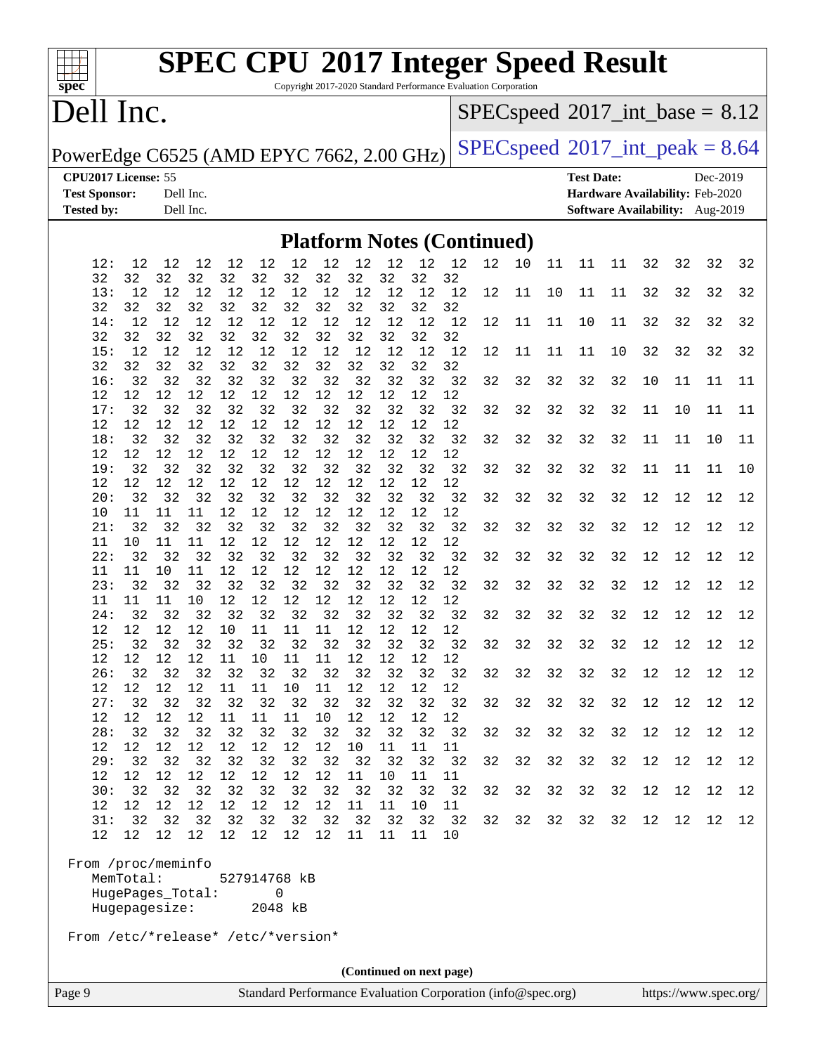## Platform Notes (Continued)

```
12:  12  12  12  12  12  12  12  12  12  12  12  12  10  11  11  11  32  32  32  32
32  32  32  32  32  32  32  32  32  32  32  32
13:  12  12  12  12  12  12  12  12  12  12  12  12  11  10  11  11  32  32  32  32
32  32  32  32  32  32  32  32  32  32  32  32
14:  12  12  12  12  12  12  12  12  12  12  12  12  11  11  10  11  32  32  32  32
32  32  32  32  32  32  32  32  32  32  32  32
15:  12  12  12  12  12  12  12  12  12  12  12  12  11  11  11  10  32  32  32  32
32  32  32  32  32  32  32  32  32  32  32  32
16:  32  32  32  32  32  32  32  32  32  32  32  32  32  32  32  32  10  11  11  11
12  12  12  12  12  12  12  12  12  12  12  12
17:  32  32  32  32  32  32  32  32  32  32  32  32  32  32  32  32  11  10  11  11
12  12  12  12  12  12  12  12  12  12  12  12
18:  32  32  32  32  32  32  32  32  32  32  32  32  32  32  32  32  11  11  10  11
12  12  12  12  12  12  12  12  12  12  12  12
19:  32  32  32  32  32  32  32  32  32  32  32  32  32  32  32  32  11  11  11  10
12  12  12  12  12  12  12  12  12  12  12  12
20:  32  32  32  32  32  32  32  32  32  32  32  32  32  32  32  32  12  12  12  12
10  11  11  11  12  12  12  12  12  12  12  12
21:  32  32  32  32  32  32  32  32  32  32  32  32  32  32  32  32  12  12  12  12
11  10  11  11  12  12  12  12  12  12  12  12
22:  32  32  32  32  32  32  32  32  32  32  32  32  32  32  32  32  12  12  12  12
11  11  10  11  12  12  12  12  12  12  12  12
23:  32  32  32  32  32  32  32  32  32  32  32  32  32  32  32  32  12  12  12  12
11  11  11  10  12  12  12  12  12  12  12  12
24:  32  32  32  32  32  32  32  32  32  32  32  32  32  32  32  32  12  12  12  12
12  12  12  12  10  11  11  11  12  12  12  12
25:  32  32  32  32  32  32  32  32  32  32  32  32  32  32  32  32  12  12  12  12
12  12  12  12  11  10  11  11  12  12  12  12
26:  32  32  32  32  32  32  32  32  32  32  32  32  32  32  32  32  12  12  12  12
12  12  12  12  11  11  10  11  12  12  12  12
27:  32  32  32  32  32  32  32  32  32  32  32  32  32  32  32  32  12  12  12  12
12  12  12  12  11  11  11  10  12  12  12  12
28:  32  32  32  32  32  32  32  32  32  32  32  32  32  32  32  32  12  12  12  12
12  12  12  12  12  12  12  12  10  11  11  11
29:  32  32  32  32  32  32  32  32  32  32  32  32  32  32  32  32  12  12  12  12
12  12  12  12  12  12  12  12  11  10  11  11
30:  32  32  32  32  32  32  32  32  32  32  32  32  32  32  32  32  12  12  12  12
12  12  12  12  12  12  12  12  11  11  10  11
31:  32  32  32  32  32  32  32  32  32  32  32  32  32  32  32  32  12  12  12  12
12  12  12  12  12  12  12  12  11  11  11  10

From /proc/meminfo
   MemTotal:       527914768 kB
   HugePages_Total:       0
   Hugepagesize:       2048 kB

From /etc/*release* /etc/*version*
```

(Continued on next page)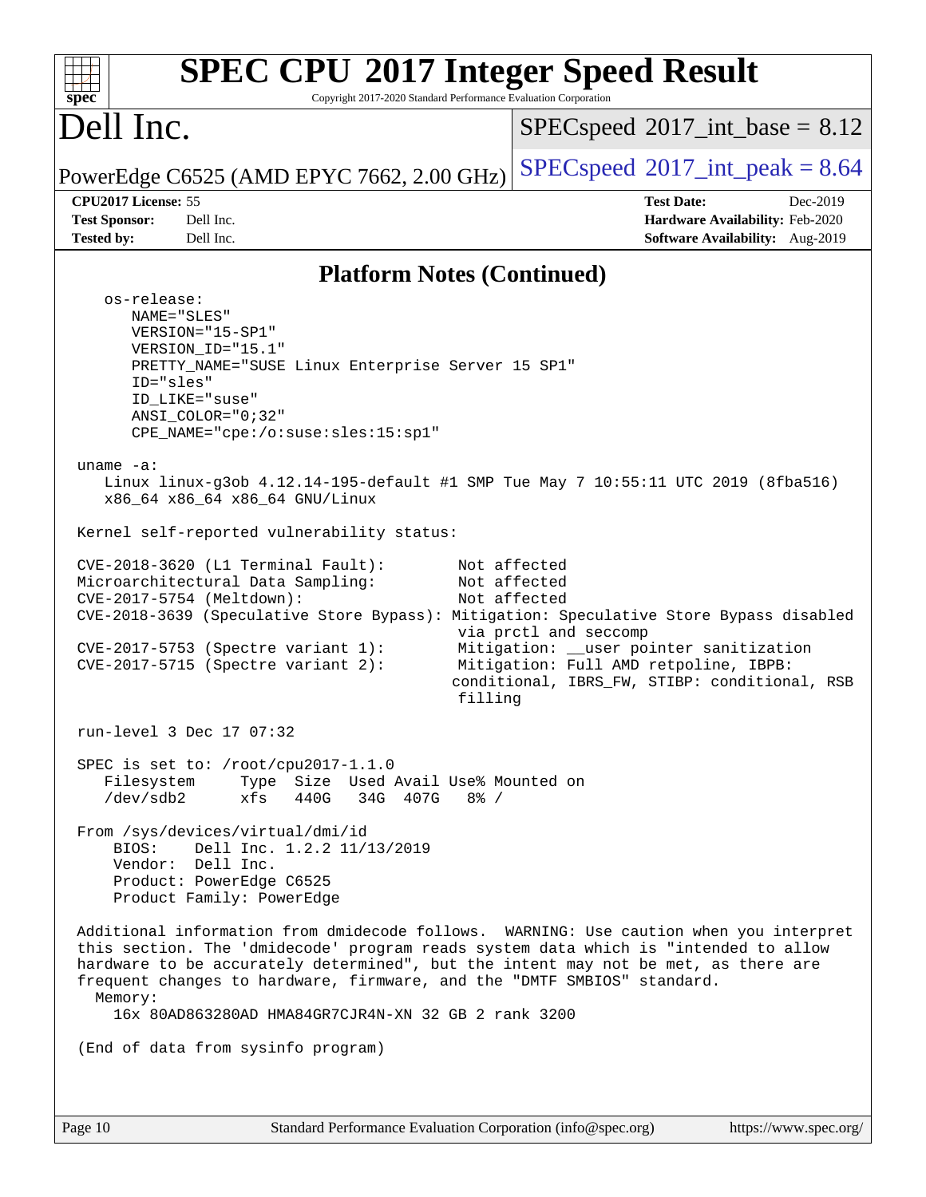## Platform Notes (Continued)

```
    os-release:
       NAME="SLES"
       VERSION="15-SP1"
       VERSION_ID="15.1"
       PRETTY_NAME="SUSE Linux Enterprise Server 15 SP1"
       ID="sles"
       ID_LIKE="suse"
       ANSI_COLOR="0;32"
       CPE_NAME="cpe:/o:suse:sles:15:sp1"

 uname -a:
    Linux linux-g3ob 4.12.14-195-default #1 SMP Tue May 7 10:55:11 UTC 2019 (8fba516)
    x86_64 x86_64 x86_64 GNU/Linux

 Kernel self-reported vulnerability status:

 CVE-2018-3620 (L1 Terminal Fault):         Not affected
 Microarchitectural Data Sampling:          Not affected
 CVE-2017-5754 (Meltdown):                  Not affected
 CVE-2018-3639 (Speculative Store Bypass): Mitigation: Speculative Store Bypass disabled
                                            via prctl and seccomp
 CVE-2017-5753 (Spectre variant 1):         Mitigation: __user pointer sanitization
 CVE-2017-5715 (Spectre variant 2):         Mitigation: Full AMD retpoline, IBPB:
                                           conditional, IBRS_FW, STIBP: conditional, RSB
                                            filling

 run-level 3 Dec 17 07:32

 SPEC is set to: /root/cpu2017-1.1.0
    Filesystem     Type  Size  Used Avail Use% Mounted on
    /dev/sdb2      xfs   440G   34G  407G   8% /

 From /sys/devices/virtual/dmi/id
     BIOS:    Dell Inc. 1.2.2 11/13/2019
     Vendor:  Dell Inc.
     Product: PowerEdge C6525
     Product Family: PowerEdge

 Additional information from dmidecode follows.  WARNING: Use caution when you interpret
 this section. The 'dmidecode' program reads system data which is "intended to allow
 hardware to be accurately determined", but the intent may not be met, as there are
 frequent changes to hardware, firmware, and the "DMTF SMBIOS" standard.
   Memory:
     16x 80AD863280AD HMA84GR7CJR4N-XN 32 GB 2 rank 3200

 (End of data from sysinfo program)
```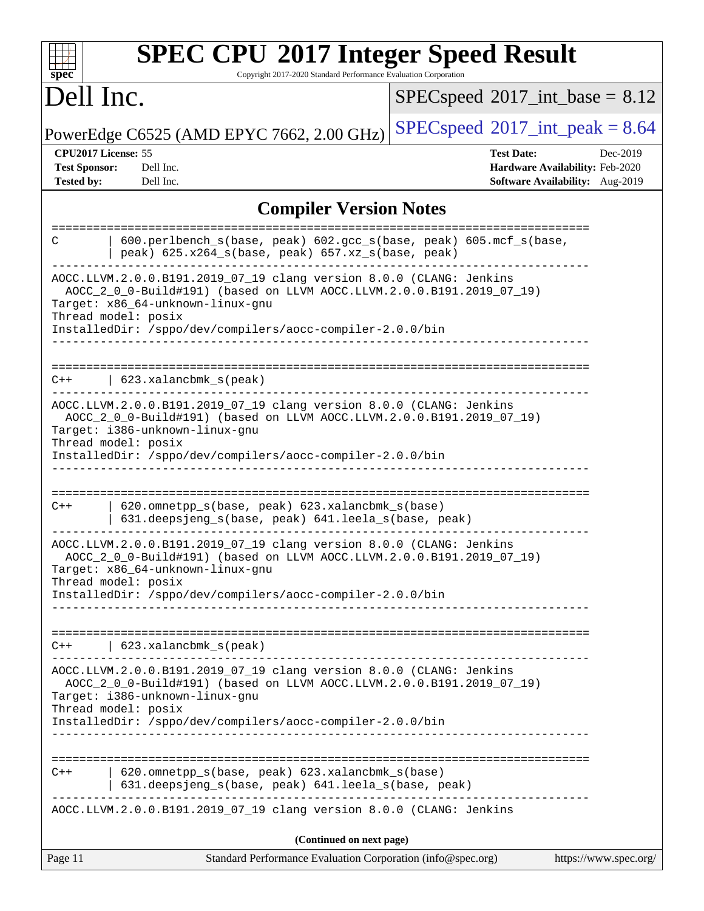## Compiler Version Notes

```
==============================================================================
C       | 600.perlbench_s(base, peak) 602.gcc_s(base, peak) 605.mcf_s(base,
        | peak) 625.x264_s(base, peak) 657.xz_s(base, peak)
------------------------------------------------------------------------------
AOCC.LLVM.2.0.0.B191.2019_07_19 clang version 8.0.0 (CLANG: Jenkins
  AOCC_2_0_0-Build#191) (based on LLVM AOCC.LLVM.2.0.0.B191.2019_07_19)
Target: x86_64-unknown-linux-gnu
Thread model: posix
InstalledDir: /sppo/dev/compilers/aocc-compiler-2.0.0/bin
------------------------------------------------------------------------------

==============================================================================
C++     | 623.xalancbmk_s(peak)
------------------------------------------------------------------------------
AOCC.LLVM.2.0.0.B191.2019_07_19 clang version 8.0.0 (CLANG: Jenkins
  AOCC_2_0_0-Build#191) (based on LLVM AOCC.LLVM.2.0.0.B191.2019_07_19)
Target: i386-unknown-linux-gnu
Thread model: posix
InstalledDir: /sppo/dev/compilers/aocc-compiler-2.0.0/bin
------------------------------------------------------------------------------

==============================================================================
C++     | 620.omnetpp_s(base, peak) 623.xalancbmk_s(base)
        | 631.deepsjeng_s(base, peak) 641.leela_s(base, peak)
------------------------------------------------------------------------------
AOCC.LLVM.2.0.0.B191.2019_07_19 clang version 8.0.0 (CLANG: Jenkins
  AOCC_2_0_0-Build#191) (based on LLVM AOCC.LLVM.2.0.0.B191.2019_07_19)
Target: x86_64-unknown-linux-gnu
Thread model: posix
InstalledDir: /sppo/dev/compilers/aocc-compiler-2.0.0/bin
------------------------------------------------------------------------------

==============================================================================
C++     | 623.xalancbmk_s(peak)
------------------------------------------------------------------------------
AOCC.LLVM.2.0.0.B191.2019_07_19 clang version 8.0.0 (CLANG: Jenkins
  AOCC_2_0_0-Build#191) (based on LLVM AOCC.LLVM.2.0.0.B191.2019_07_19)
Target: i386-unknown-linux-gnu
Thread model: posix
InstalledDir: /sppo/dev/compilers/aocc-compiler-2.0.0/bin
------------------------------------------------------------------------------

==============================================================================
C++     | 620.omnetpp_s(base, peak) 623.xalancbmk_s(base)
        | 631.deepsjeng_s(base, peak) 641.leela_s(base, peak)
------------------------------------------------------------------------------
AOCC.LLVM.2.0.0.B191.2019_07_19 clang version 8.0.0 (CLANG: Jenkins
```

**(Continued on next page)**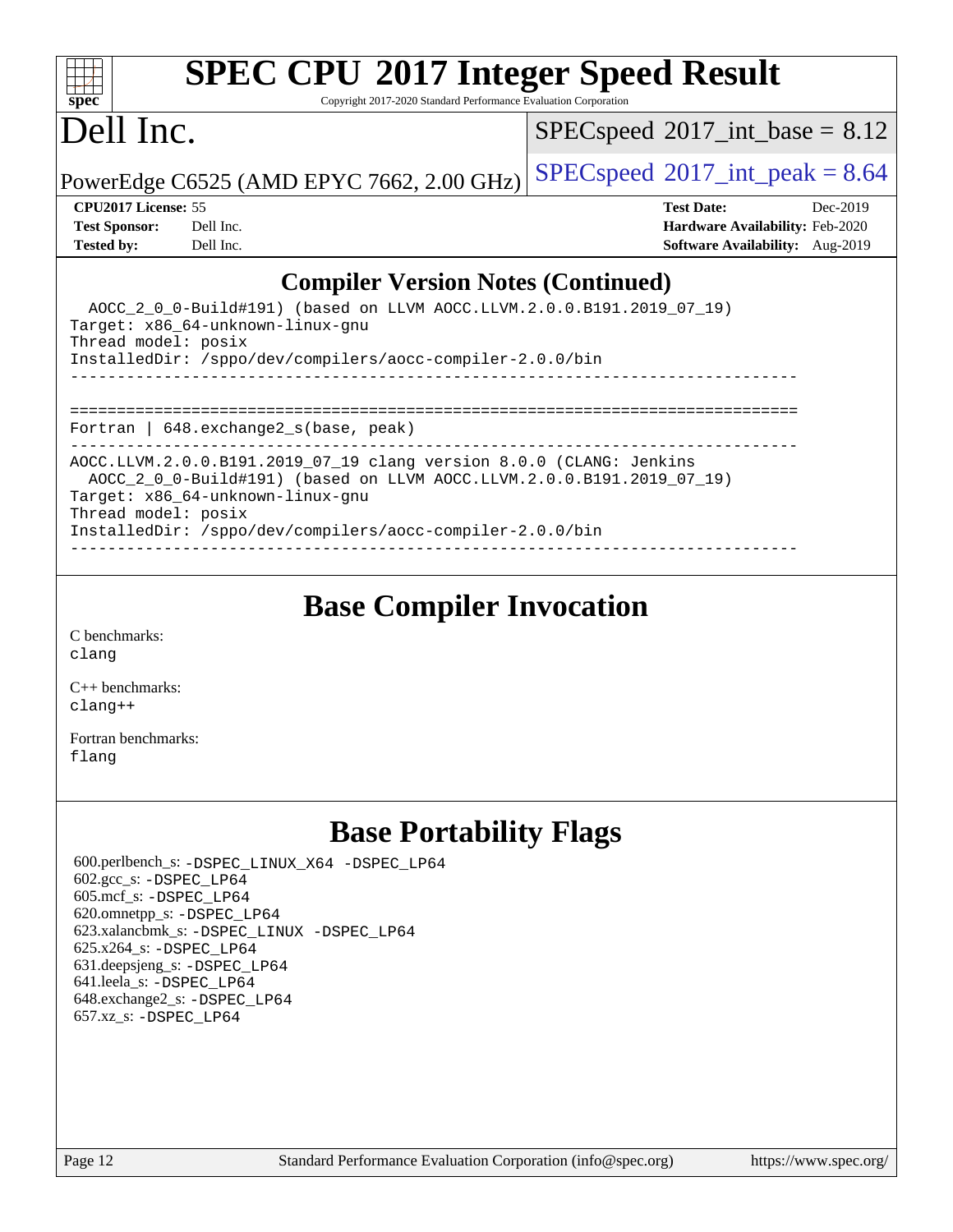## Compiler Version Notes (Continued)

```
  AOCC_2_0_0-Build#191) (based on LLVM AOCC.LLVM.2.0.0.B191.2019_07_19)
Target: x86_64-unknown-linux-gnu
Thread model: posix
InstalledDir: /sppo/dev/compilers/aocc-compiler-2.0.0/bin
------------------------------------------------------------------------------

==============================================================================
Fortran | 648.exchange2_s(base, peak)
------------------------------------------------------------------------------
AOCC.LLVM.2.0.0.B191.2019_07_19 clang version 8.0.0 (CLANG: Jenkins
  AOCC_2_0_0-Build#191) (based on LLVM AOCC.LLVM.2.0.0.B191.2019_07_19)
Target: x86_64-unknown-linux-gnu
Thread model: posix
InstalledDir: /sppo/dev/compilers/aocc-compiler-2.0.0/bin
------------------------------------------------------------------------------
```

## Base Compiler Invocation

C benchmarks:
clang

C++ benchmarks:
clang++

Fortran benchmarks:
flang

## Base Portability Flags

600.perlbench_s: -DSPEC_LINUX_X64 -DSPEC_LP64
602.gcc_s: -DSPEC_LP64
605.mcf_s: -DSPEC_LP64
620.omnetpp_s: -DSPEC_LP64
623.xalancbmk_s: -DSPEC_LINUX -DSPEC_LP64
625.x264_s: -DSPEC_LP64
631.deepsjeng_s: -DSPEC_LP64
641.leela_s: -DSPEC_LP64
648.exchange2_s: -DSPEC_LP64
657.xz_s: -DSPEC_LP64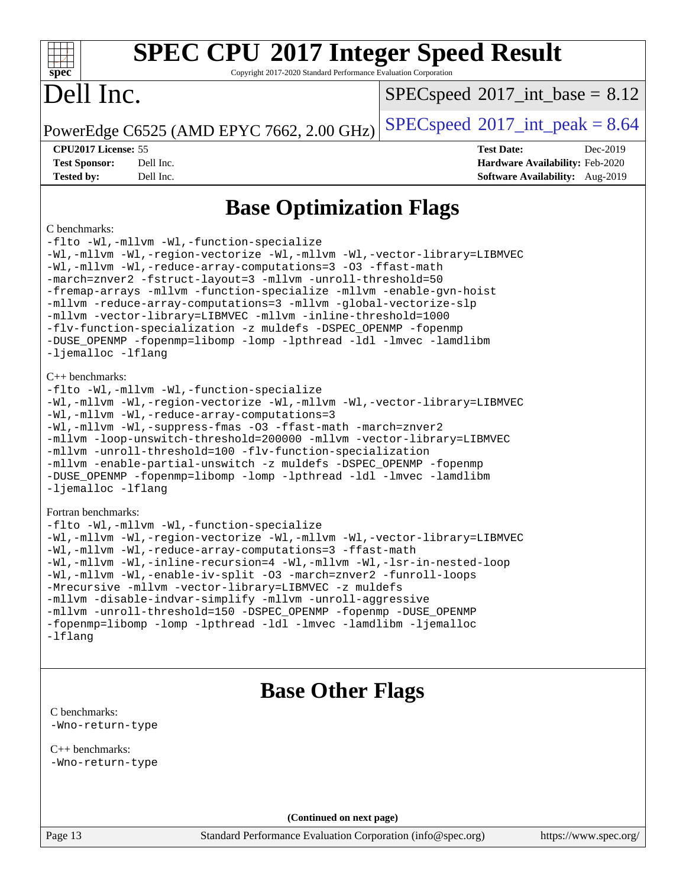# SPEC CPU 2017 Integer Speed Result

Copyright 2017-2020 Standard Performance Evaluation Corporation

# Dell Inc.

PowerEdge C6525 (AMD EPYC 7662, 2.00 GHz)

SPECspeed 2017_int_base = 8.12

SPECspeed 2017_int_peak = 8.64

**CPU2017 License:** 55
**Test Sponsor:** Dell Inc.
**Tested by:** Dell Inc.

**Test Date:** Dec-2019
**Hardware Availability:** Feb-2020
**Software Availability:** Aug-2019

## Base Optimization Flags

C benchmarks:

```
-flto -Wl,-mllvm -Wl,-function-specialize
-Wl,-mllvm -Wl,-region-vectorize -Wl,-mllvm -Wl,-vector-library=LIBMVEC
-Wl,-mllvm -Wl,-reduce-array-computations=3 -O3 -ffast-math
-march=znver2 -fstruct-layout=3 -mllvm -unroll-threshold=50
-fremap-arrays -mllvm -function-specialize -mllvm -enable-gvn-hoist
-mllvm -reduce-array-computations=3 -mllvm -global-vectorize-slp
-mllvm -vector-library=LIBMVEC -mllvm -inline-threshold=1000
-flv-function-specialization -z muldefs -DSPEC_OPENMP -fopenmp
-DUSE_OPENMP -fopenmp=libomp -lomp -lpthread -ldl -lmvec -lamdlibm
-ljemalloc -lflang
```

C++ benchmarks:

```
-flto -Wl,-mllvm -Wl,-function-specialize
-Wl,-mllvm -Wl,-region-vectorize -Wl,-mllvm -Wl,-vector-library=LIBMVEC
-Wl,-mllvm -Wl,-reduce-array-computations=3
-Wl,-mllvm -Wl,-suppress-fmas -O3 -ffast-math -march=znver2
-mllvm -loop-unswitch-threshold=200000 -mllvm -vector-library=LIBMVEC
-mllvm -unroll-threshold=100 -flv-function-specialization
-mllvm -enable-partial-unswitch -z muldefs -DSPEC_OPENMP -fopenmp
-DUSE_OPENMP -fopenmp=libomp -lomp -lpthread -ldl -lmvec -lamdlibm
-ljemalloc -lflang
```

Fortran benchmarks:

```
-flto -Wl,-mllvm -Wl,-function-specialize
-Wl,-mllvm -Wl,-region-vectorize -Wl,-mllvm -Wl,-vector-library=LIBMVEC
-Wl,-mllvm -Wl,-reduce-array-computations=3 -ffast-math
-Wl,-mllvm -Wl,-inline-recursion=4 -Wl,-mllvm -Wl,-lsr-in-nested-loop
-Wl,-mllvm -Wl,-enable-iv-split -O3 -march=znver2 -funroll-loops
-Mrecursive -mllvm -vector-library=LIBMVEC -z muldefs
-mllvm -disable-indvar-simplify -mllvm -unroll-aggressive
-mllvm -unroll-threshold=150 -DSPEC_OPENMP -fopenmp -DUSE_OPENMP
-fopenmp=libomp -lomp -lpthread -ldl -lmvec -lamdlibm -ljemalloc
-lflang
```

## Base Other Flags

C benchmarks:

```
-Wno-return-type
```

C++ benchmarks:

```
-Wno-return-type
```

**(Continued on next page)**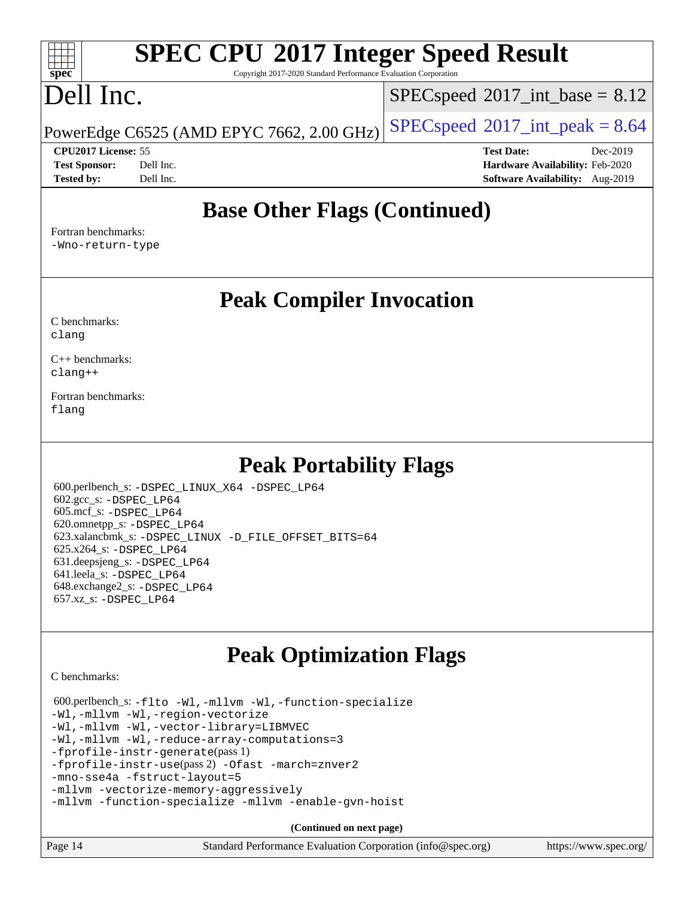# Dell Inc.

PowerEdge C6525 (AMD EPYC 7662, 2.00 GHz)

SPECspeed 2017_int_base = 8.12

SPECspeed 2017_int_peak = 8.64

**CPU2017 License:** 55
**Test Sponsor:** Dell Inc.
**Tested by:** Dell Inc.
**Test Date:** Dec-2019
**Hardware Availability:** Feb-2020
**Software Availability:** Aug-2019

## Base Other Flags (Continued)

Fortran benchmarks:
-Wno-return-type

## Peak Compiler Invocation

C benchmarks:
clang

C++ benchmarks:
clang++

Fortran benchmarks:
flang

## Peak Portability Flags

600.perlbench_s: -DSPEC_LINUX_X64 -DSPEC_LP64
602.gcc_s: -DSPEC_LP64
605.mcf_s: -DSPEC_LP64
620.omnetpp_s: -DSPEC_LP64
623.xalancbmk_s: -DSPEC_LINUX -D_FILE_OFFSET_BITS=64
625.x264_s: -DSPEC_LP64
631.deepsjeng_s: -DSPEC_LP64
641.leela_s: -DSPEC_LP64
648.exchange2_s: -DSPEC_LP64
657.xz_s: -DSPEC_LP64

## Peak Optimization Flags

C benchmarks:

600.perlbench_s: -flto -Wl,-mllvm -Wl,-function-specialize
-Wl,-mllvm -Wl,-region-vectorize
-Wl,-mllvm -Wl,-vector-library=LIBMVEC
-Wl,-mllvm -Wl,-reduce-array-computations=3
-fprofile-instr-generate(pass 1)
-fprofile-instr-use(pass 2) -Ofast -march=znver2
-mno-sse4a -fstruct-layout=5
-mllvm -vectorize-memory-aggressively
-mllvm -function-specialize -mllvm -enable-gvn-hoist

**(Continued on next page)**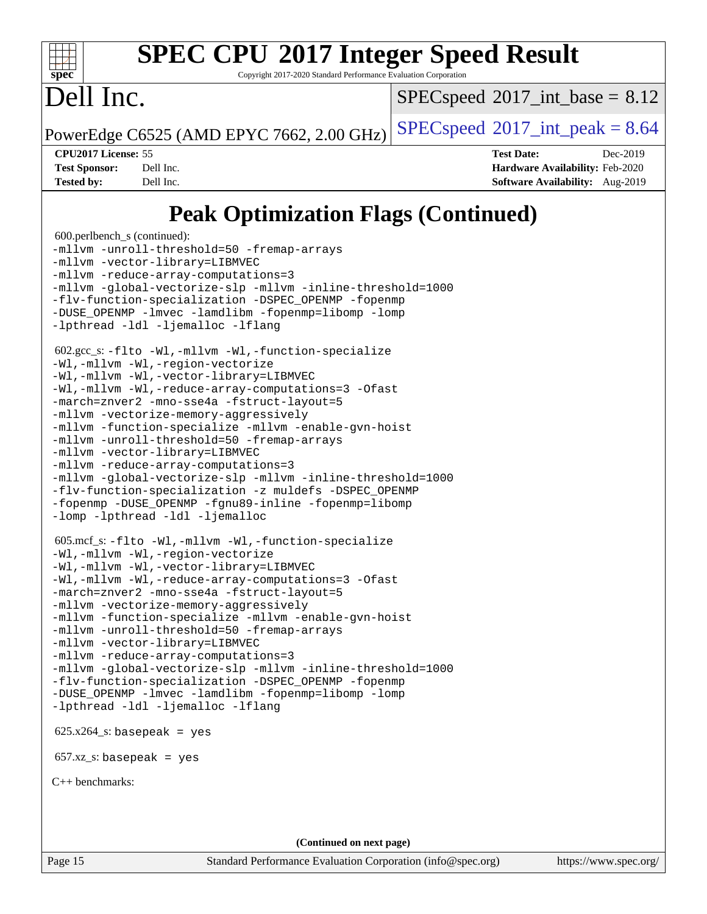# Peak Optimization Flags (Continued)

600.perlbench_s (continued):

```
-mllvm -unroll-threshold=50 -fremap-arrays
-mllvm -vector-library=LIBMVEC
-mllvm -reduce-array-computations=3
-mllvm -global-vectorize-slp -mllvm -inline-threshold=1000
-flv-function-specialization -DSPEC_OPENMP -fopenmp
-DUSE_OPENMP -lmvec -lamdlibm -fopenmp=libomp -lomp
-lpthread -ldl -ljemalloc -lflang
```

602.gcc_s:

```
-flto -Wl,-mllvm -Wl,-function-specialize
-Wl,-mllvm -Wl,-region-vectorize
-Wl,-mllvm -Wl,-vector-library=LIBMVEC
-Wl,-mllvm -Wl,-reduce-array-computations=3 -Ofast
-march=znver2 -mno-sse4a -fstruct-layout=5
-mllvm -vectorize-memory-aggressively
-mllvm -function-specialize -mllvm -enable-gvn-hoist
-mllvm -unroll-threshold=50 -fremap-arrays
-mllvm -vector-library=LIBMVEC
-mllvm -reduce-array-computations=3
-mllvm -global-vectorize-slp -mllvm -inline-threshold=1000
-flv-function-specialization -z muldefs -DSPEC_OPENMP
-fopenmp -DUSE_OPENMP -fgnu89-inline -fopenmp=libomp
-lomp -lpthread -ldl -ljemalloc
```

605.mcf_s:

```
-flto -Wl,-mllvm -Wl,-function-specialize
-Wl,-mllvm -Wl,-region-vectorize
-Wl,-mllvm -Wl,-vector-library=LIBMVEC
-Wl,-mllvm -Wl,-reduce-array-computations=3 -Ofast
-march=znver2 -mno-sse4a -fstruct-layout=5
-mllvm -vectorize-memory-aggressively
-mllvm -function-specialize -mllvm -enable-gvn-hoist
-mllvm -unroll-threshold=50 -fremap-arrays
-mllvm -vector-library=LIBMVEC
-mllvm -reduce-array-computations=3
-mllvm -global-vectorize-slp -mllvm -inline-threshold=1000
-flv-function-specialization -DSPEC_OPENMP -fopenmp
-DUSE_OPENMP -lmvec -lamdlibm -fopenmp=libomp -lomp
-lpthread -ldl -ljemalloc -lflang
```

625.x264_s: `basepeak = yes`

657.xz_s: `basepeak = yes`

C++ benchmarks:

(Continued on next page)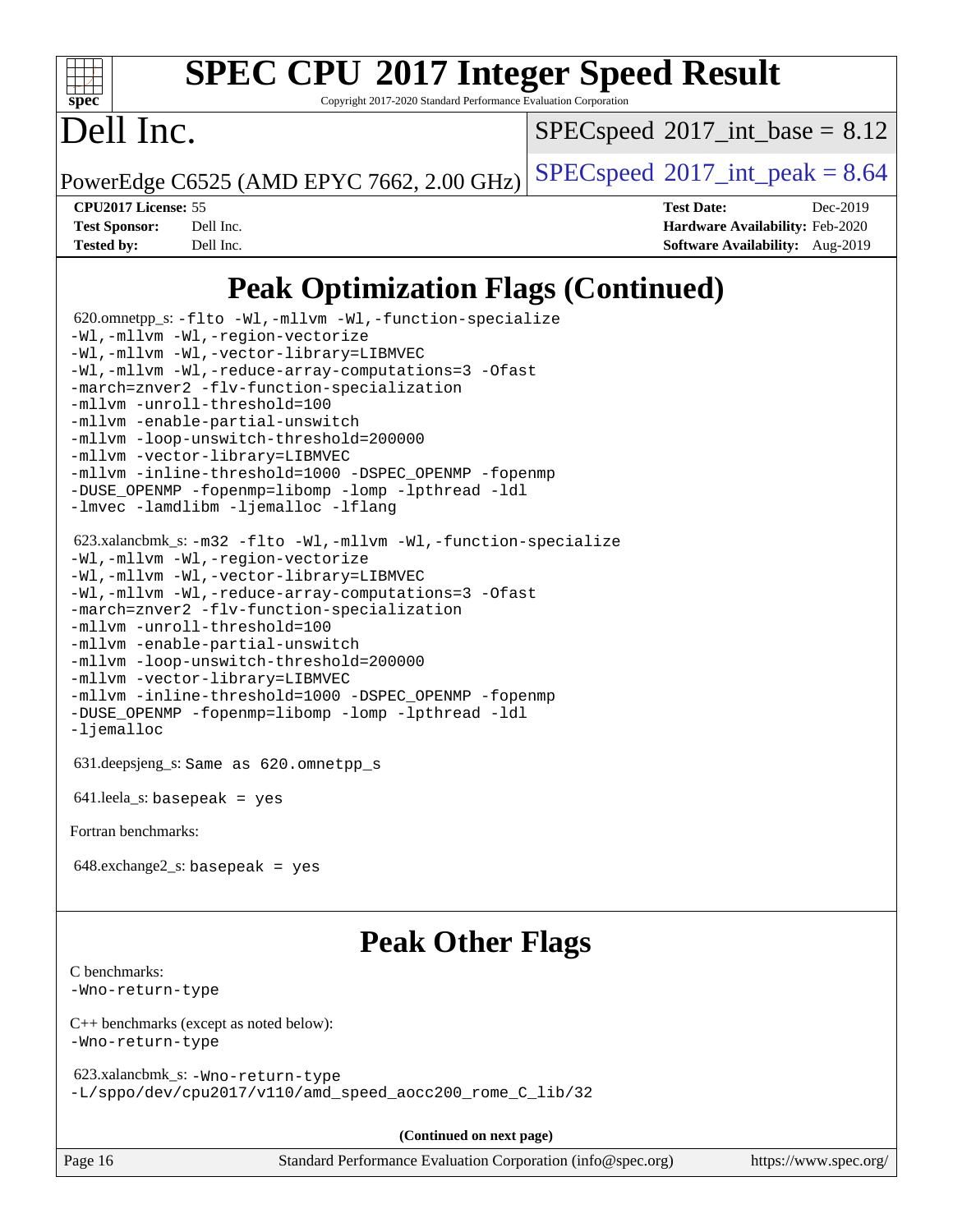# Peak Optimization Flags (Continued)

620.omnetpp_s: -flto -Wl,-mllvm -Wl,-function-specialize -Wl,-mllvm -Wl,-region-vectorize -Wl,-mllvm -Wl,-vector-library=LIBMVEC -Wl,-mllvm -Wl,-reduce-array-computations=3 -Ofast -march=znver2 -flv-function-specialization -mllvm -unroll-threshold=100 -mllvm -enable-partial-unswitch -mllvm -loop-unswitch-threshold=200000 -mllvm -vector-library=LIBMVEC -mllvm -inline-threshold=1000 -DSPEC_OPENMP -fopenmp -DUSE_OPENMP -fopenmp=libomp -lomp -lpthread -ldl -lmvec -lamdlibm -ljemalloc -lflang

623.xalancbmk_s: -m32 -flto -Wl,-mllvm -Wl,-function-specialize -Wl,-mllvm -Wl,-region-vectorize -Wl,-mllvm -Wl,-vector-library=LIBMVEC -Wl,-mllvm -Wl,-reduce-array-computations=3 -Ofast -march=znver2 -flv-function-specialization -mllvm -unroll-threshold=100 -mllvm -enable-partial-unswitch -mllvm -loop-unswitch-threshold=200000 -mllvm -vector-library=LIBMVEC -mllvm -inline-threshold=1000 -DSPEC_OPENMP -fopenmp -DUSE_OPENMP -fopenmp=libomp -lomp -lpthread -ldl -ljemalloc

631.deepsjeng_s: Same as 620.omnetpp_s

641.leela_s: basepeak = yes

Fortran benchmarks:

648.exchange2_s: basepeak = yes

# Peak Other Flags

C benchmarks:
-Wno-return-type

C++ benchmarks (except as noted below):
-Wno-return-type

623.xalancbmk_s: -Wno-return-type -L/sppo/dev/cpu2017/v110/amd_speed_aocc200_rome_C_lib/32

**(Continued on next page)**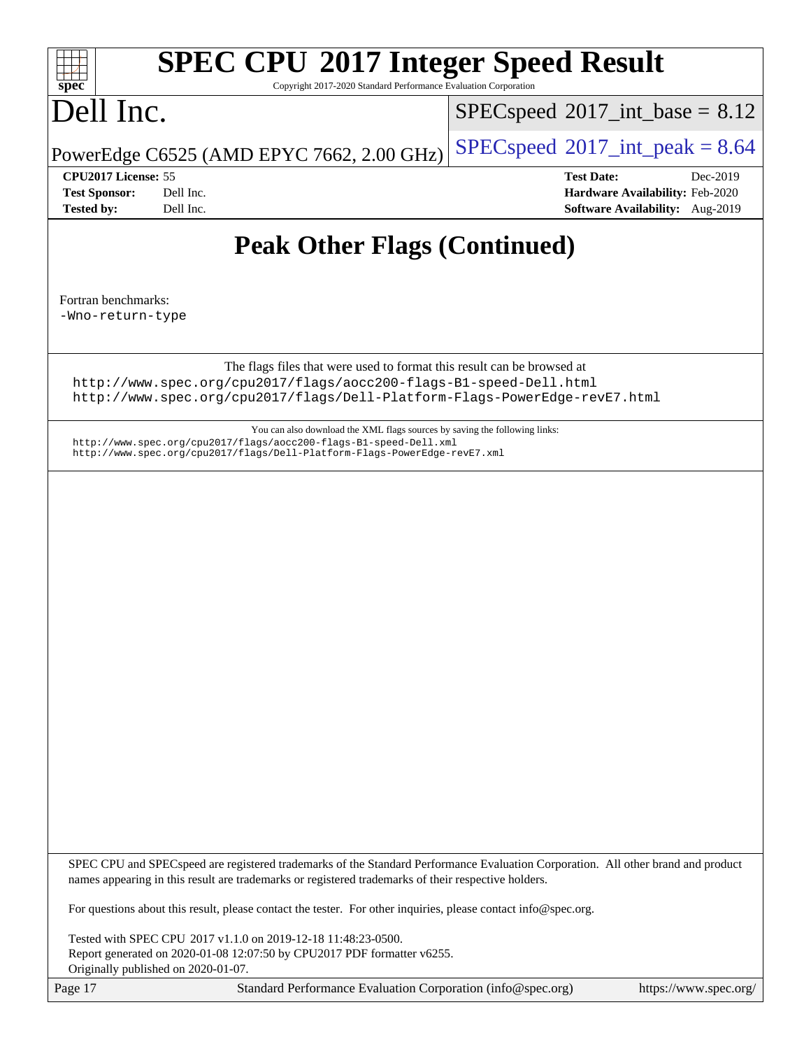## Peak Other Flags (Continued)

Fortran benchmarks:
-Wno-return-type

The flags files that were used to format this result can be browsed at
http://www.spec.org/cpu2017/flags/aocc200-flags-B1-speed-Dell.html
http://www.spec.org/cpu2017/flags/Dell-Platform-Flags-PowerEdge-revE7.html

You can also download the XML flags sources by saving the following links:
http://www.spec.org/cpu2017/flags/aocc200-flags-B1-speed-Dell.xml
http://www.spec.org/cpu2017/flags/Dell-Platform-Flags-PowerEdge-revE7.xml

SPEC CPU and SPECspeed are registered trademarks of the Standard Performance Evaluation Corporation. All other brand and product names appearing in this result are trademarks or registered trademarks of their respective holders.

For questions about this result, please contact the tester. For other inquiries, please contact info@spec.org.

Tested with SPEC CPU 2017 v1.1.0 on 2019-12-18 11:48:23-0500.
Report generated on 2020-01-08 12:07:50 by CPU2017 PDF formatter v6255.
Originally published on 2020-01-07.